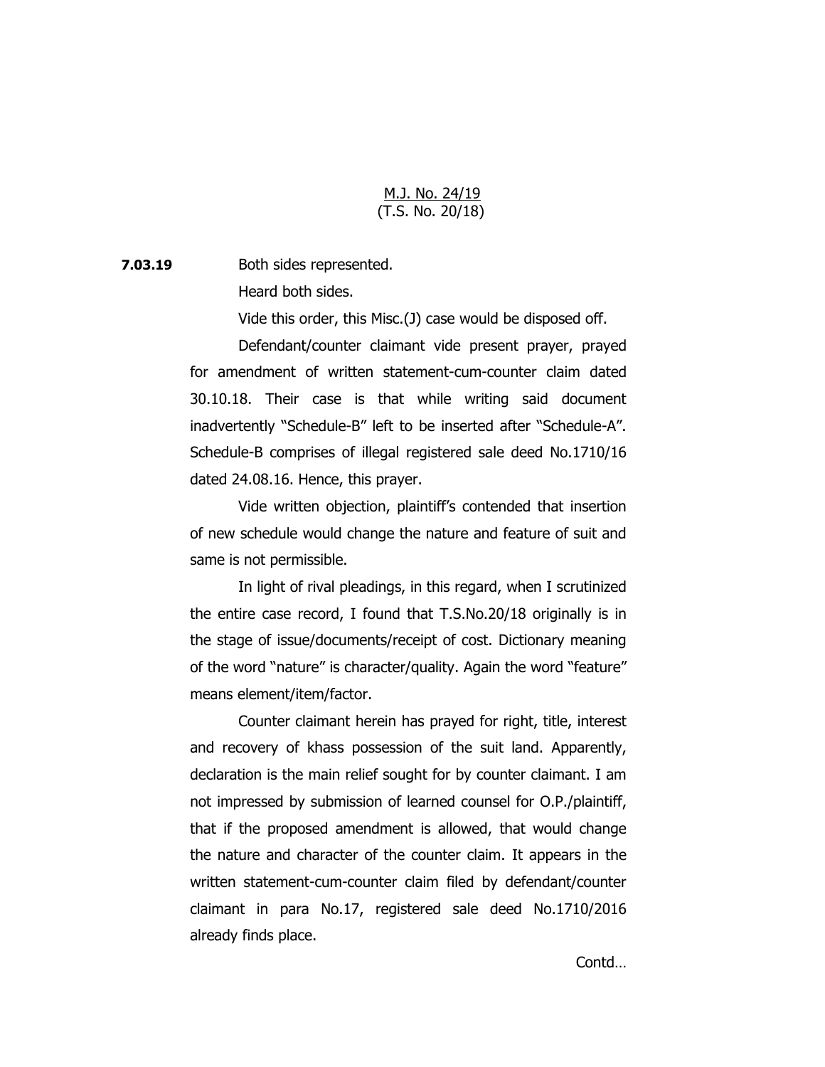<u>M.J. No. 24/19</u>
(T.S. No. 20/18)

**7.03.19** Both sides represented.

Heard both sides.

Vide this order, this Misc.(J) case would be disposed off.

Defendant/counter claimant vide present prayer, prayed for amendment of written statement-cum-counter claim dated 30.10.18. Their case is that while writing said document inadvertently "Schedule-B" left to be inserted after "Schedule-A". Schedule-B comprises of illegal registered sale deed No.1710/16 dated 24.08.16. Hence, this prayer.

Vide written objection, plaintiff's contended that insertion of new schedule would change the nature and feature of suit and same is not permissible.

In light of rival pleadings, in this regard, when I scrutinized the entire case record, I found that T.S.No.20/18 originally is in the stage of issue/documents/receipt of cost. Dictionary meaning of the word "nature" is character/quality. Again the word "feature" means element/item/factor.

Counter claimant herein has prayed for right, title, interest and recovery of khass possession of the suit land. Apparently, declaration is the main relief sought for by counter claimant. I am not impressed by submission of learned counsel for O.P./plaintiff, that if the proposed amendment is allowed, that would change the nature and character of the counter claim. It appears in the written statement-cum-counter claim filed by defendant/counter claimant in para No.17, registered sale deed No.1710/2016 already finds place.

Contd…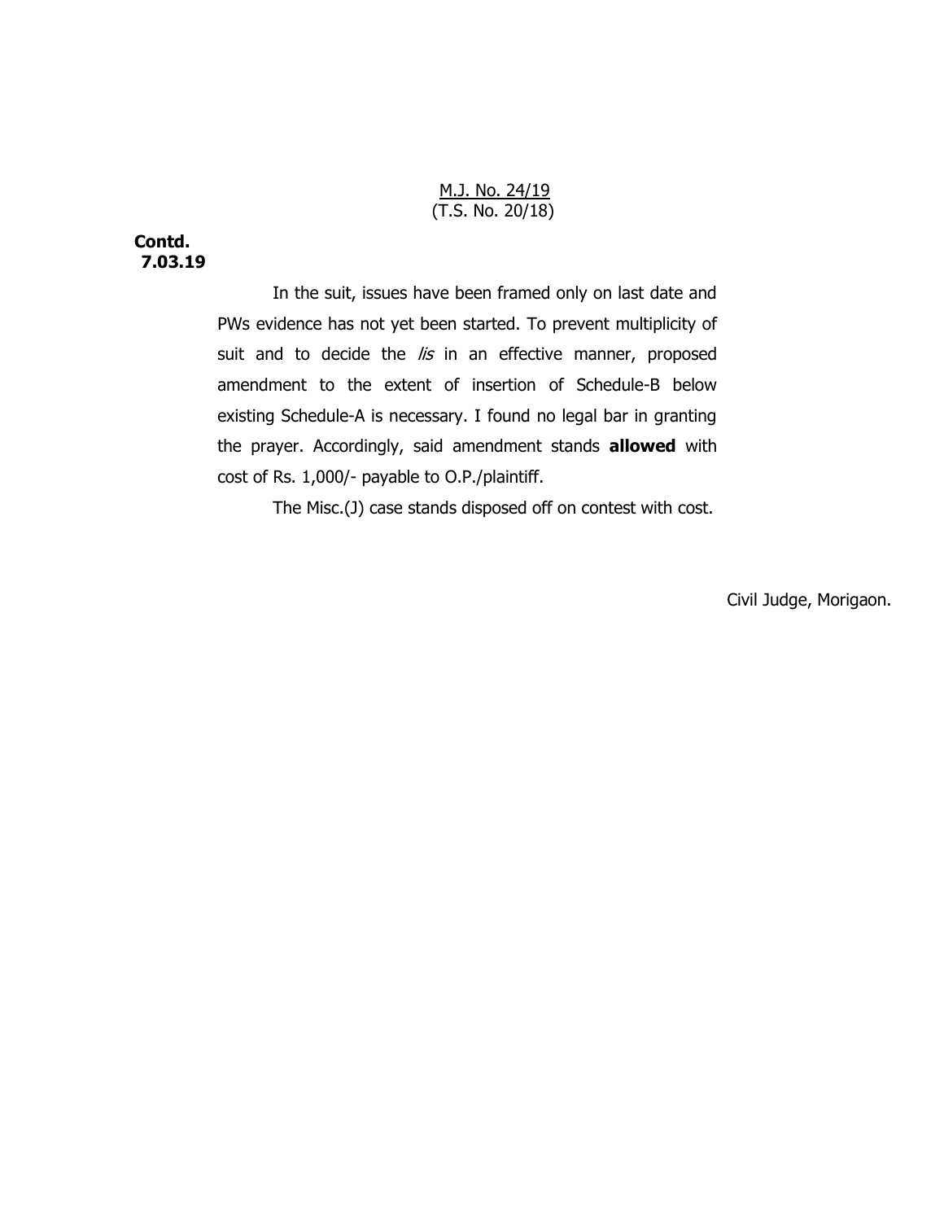M.J. No. 24/19
(T.S. No. 20/18)

**Contd.**
**7.03.19**

In the suit, issues have been framed only on last date and PWs evidence has not yet been started. To prevent multiplicity of suit and to decide the *lis* in an effective manner, proposed amendment to the extent of insertion of Schedule-B below existing Schedule-A is necessary. I found no legal bar in granting the prayer. Accordingly, said amendment stands **allowed** with cost of Rs. 1,000/- payable to O.P./plaintiff.

The Misc.(J) case stands disposed off on contest with cost.

Civil Judge, Morigaon.